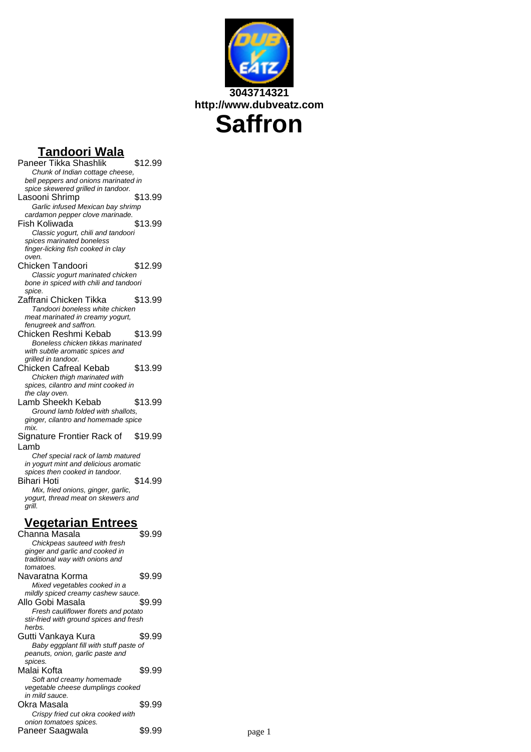**3043714321**
**http://www.dubveatz.com**

# Saffron

## Tandoori Wala

Paneer Tikka Shashlik $12.99
*Chunk of Indian cottage cheese, bell peppers and onions marinated in spice skewered grilled in tandoor.*

Lasooni Shrimp $13.99
*Garlic infused Mexican bay shrimp cardamon pepper clove marinade.*

Fish Koliwada $13.99
*Classic yogurt, chili and tandoori spices marinated boneless finger-licking fish cooked in clay oven.*

Chicken Tandoori $12.99
*Classic yogurt marinated chicken bone in spiced with chili and tandoori spice.*

Zaffrani Chicken Tikka $13.99
*Tandoori boneless white chicken meat marinated in creamy yogurt, fenugreek and saffron.*

Chicken Reshmi Kebab $13.99
*Boneless chicken tikkas marinated with subtle aromatic spices and grilled in tandoor.*

Chicken Cafreal Kebab $13.99
*Chicken thigh marinated with spices, cilantro and mint cooked in the clay oven.*

Lamb Sheekh Kebab $13.99
*Ground lamb folded with shallots, ginger, cilantro and homemade spice mix.*

Signature Frontier Rack of Lamb $19.99
*Chef special rack of lamb matured in yogurt mint and delicious aromatic spices then cooked in tandoor.*

Bihari Hoti $14.99
*Mix, fried onions, ginger, garlic, yogurt, thread meat on skewers and grill.*

## Vegetarian Entrees

Channa Masala $9.99
*Chickpeas sauteed with fresh ginger and garlic and cooked in traditional way with onions and tomatoes.*

Navaratna Korma $9.99
*Mixed vegetables cooked in a mildly spiced creamy cashew sauce.*

Allo Gobi Masala $9.99
*Fresh cauliflower florets and potato stir-fried with ground spices and fresh herbs.*

Gutti Vankaya Kura $9.99
*Baby eggplant fill with stuff paste of peanuts, onion, garlic paste and spices.*

Malai Kofta $9.99
*Soft and creamy homemade vegetable cheese dumplings cooked in mild sauce.*

Okra Masala $9.99
*Crispy fried cut okra cooked with onion tomatoes spices.*

Paneer Saagwala $9.99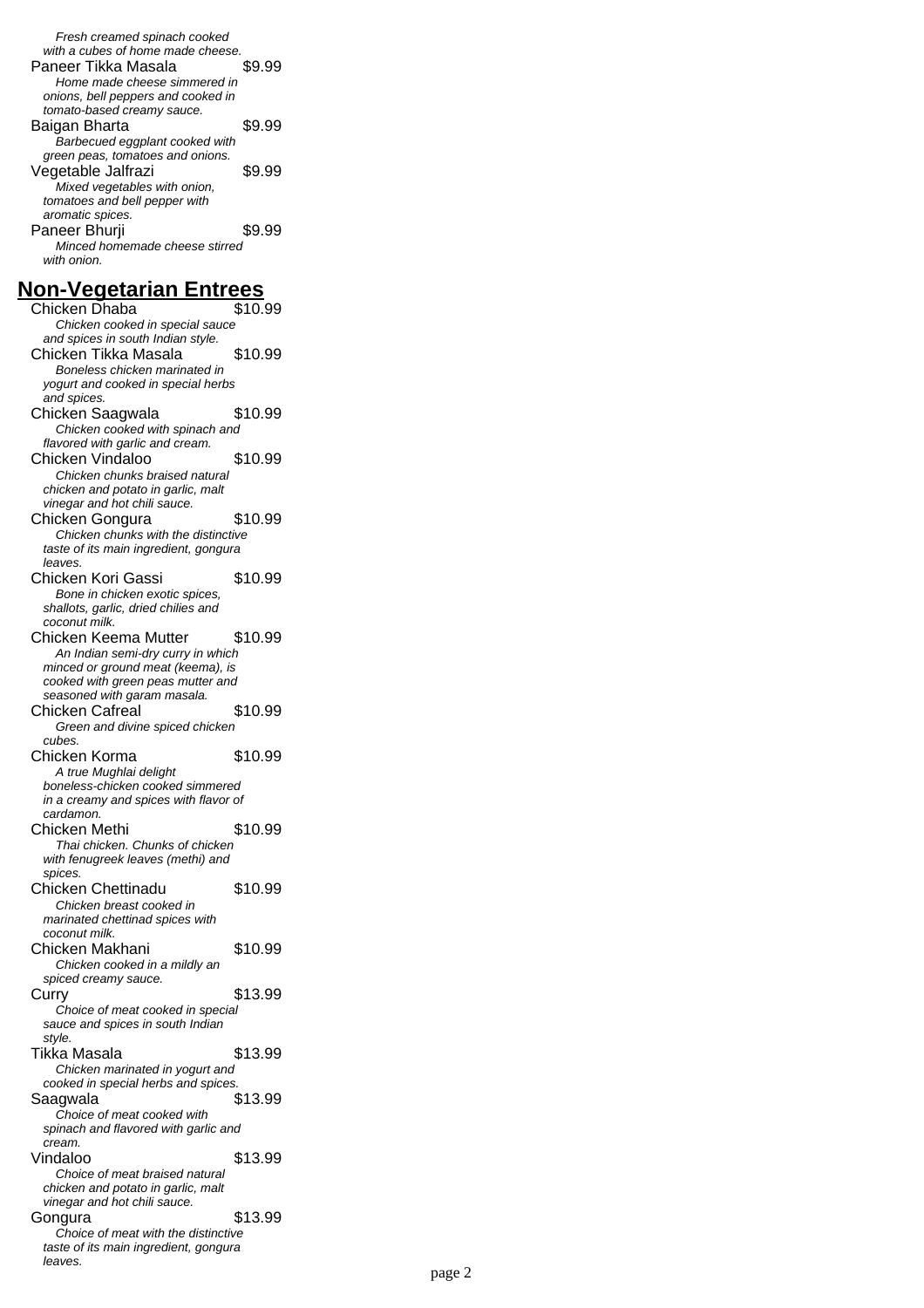*Fresh creamed spinach cooked with a cubes of home made cheese.*

Paneer Tikka Masala $9.99
*Home made cheese simmered in onions, bell peppers and cooked in tomato-based creamy sauce.*

Baigan Bharta $9.99
*Barbecued eggplant cooked with green peas, tomatoes and onions.*

Vegetable Jalfrazi $9.99
*Mixed vegetables with onion, tomatoes and bell pepper with aromatic spices.*

Paneer Bhurji $9.99
*Minced homemade cheese stirred with onion.*

## **Non-Vegetarian Entrees**

Chicken Dhaba $10.99
*Chicken cooked in special sauce and spices in south Indian style.*

Chicken Tikka Masala $10.99
*Boneless chicken marinated in yogurt and cooked in special herbs and spices.*

Chicken Saagwala $10.99
*Chicken cooked with spinach and flavored with garlic and cream.*

Chicken Vindaloo $10.99
*Chicken chunks braised natural chicken and potato in garlic, malt vinegar and hot chili sauce.*

Chicken Gongura $10.99
*Chicken chunks with the distinctive taste of its main ingredient, gongura leaves.*

Chicken Kori Gassi $10.99
*Bone in chicken exotic spices, shallots, garlic, dried chilies and coconut milk.*

Chicken Keema Mutter $10.99
*An Indian semi-dry curry in which minced or ground meat (keema), is cooked with green peas mutter and seasoned with garam masala.*

Chicken Cafreal $10.99
*Green and divine spiced chicken cubes.*

Chicken Korma $10.99
*A true Mughlai delight boneless-chicken cooked simmered in a creamy and spices with flavor of cardamon.*

Chicken Methi $10.99
*Thai chicken. Chunks of chicken with fenugreek leaves (methi) and spices.*

Chicken Chettinadu $10.99
*Chicken breast cooked in marinated chettinad spices with coconut milk.*

Chicken Makhani $10.99
*Chicken cooked in a mildly an spiced creamy sauce.*

Curry $13.99
*Choice of meat cooked in special sauce and spices in south Indian style.*

Tikka Masala $13.99
*Chicken marinated in yogurt and cooked in special herbs and spices.*

Saagwala $13.99
*Choice of meat cooked with spinach and flavored with garlic and cream.*

Vindaloo $13.99
*Choice of meat braised natural chicken and potato in garlic, malt vinegar and hot chili sauce.*

Gongura $13.99
*Choice of meat with the distinctive taste of its main ingredient, gongura leaves.*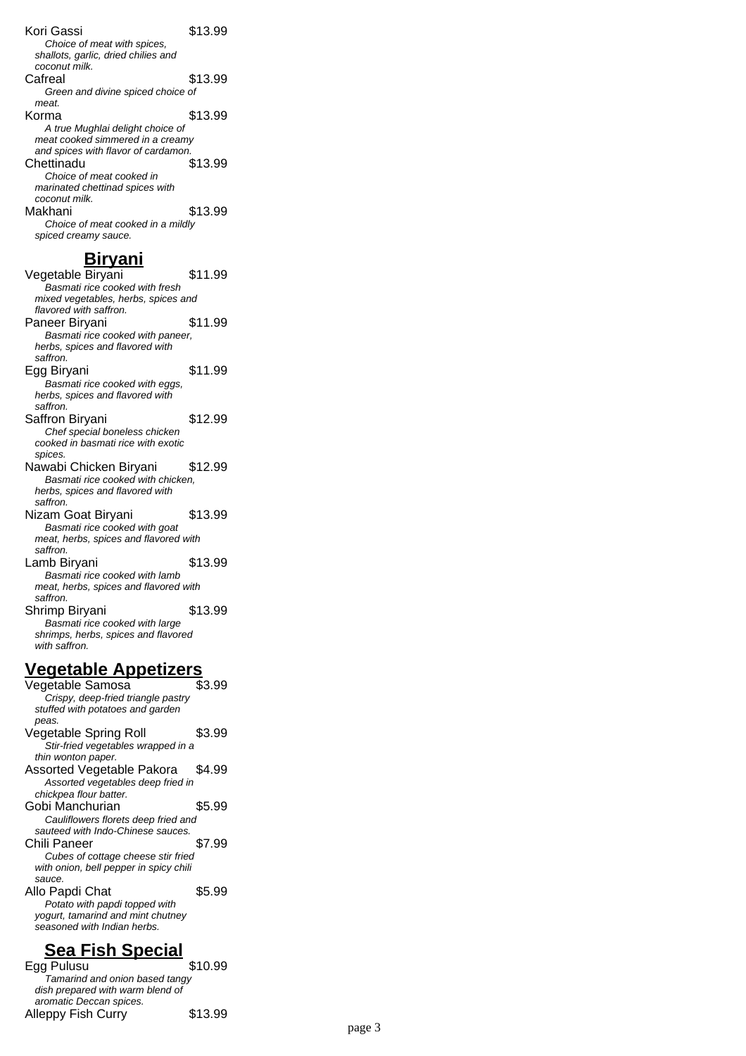Kori Gassi $13.99
*Choice of meat with spices, shallots, garlic, dried chilies and coconut milk.*

Cafreal $13.99
*Green and divine spiced choice of meat.*

Korma $13.99
*A true Mughlai delight choice of meat cooked simmered in a creamy and spices with flavor of cardamon.*

Chettinadu $13.99
*Choice of meat cooked in marinated chettinad spices with coconut milk.*

Makhani $13.99
*Choice of meat cooked in a mildly spiced creamy sauce.*

## Biryani

Vegetable Biryani $11.99
*Basmati rice cooked with fresh mixed vegetables, herbs, spices and flavored with saffron.*

Paneer Biryani $11.99
*Basmati rice cooked with paneer, herbs, spices and flavored with saffron.*

Egg Biryani $11.99
*Basmati rice cooked with eggs, herbs, spices and flavored with saffron.*

Saffron Biryani $12.99
*Chef special boneless chicken cooked in basmati rice with exotic spices.*

Nawabi Chicken Biryani $12.99
*Basmati rice cooked with chicken, herbs, spices and flavored with saffron.*

Nizam Goat Biryani $13.99
*Basmati rice cooked with goat meat, herbs, spices and flavored with saffron.*

Lamb Biryani $13.99
*Basmati rice cooked with lamb meat, herbs, spices and flavored with saffron.*

Shrimp Biryani $13.99
*Basmati rice cooked with large shrimps, herbs, spices and flavored with saffron.*

## Vegetable Appetizers

Vegetable Samosa $3.99
*Crispy, deep-fried triangle pastry stuffed with potatoes and garden peas.*

Vegetable Spring Roll $3.99
*Stir-fried vegetables wrapped in a thin wonton paper.*

Assorted Vegetable Pakora $4.99
*Assorted vegetables deep fried in chickpea flour batter.*

Gobi Manchurian $5.99
*Cauliflowers florets deep fried and sauteed with Indo-Chinese sauces.*

Chili Paneer $7.99
*Cubes of cottage cheese stir fried with onion, bell pepper in spicy chili sauce.*

Allo Papdi Chat $5.99
*Potato with papdi topped with yogurt, tamarind and mint chutney seasoned with Indian herbs.*

## Sea Fish Special

Egg Pulusu $10.99
*Tamarind and onion based tangy dish prepared with warm blend of aromatic Deccan spices.*

Alleppy Fish Curry $13.99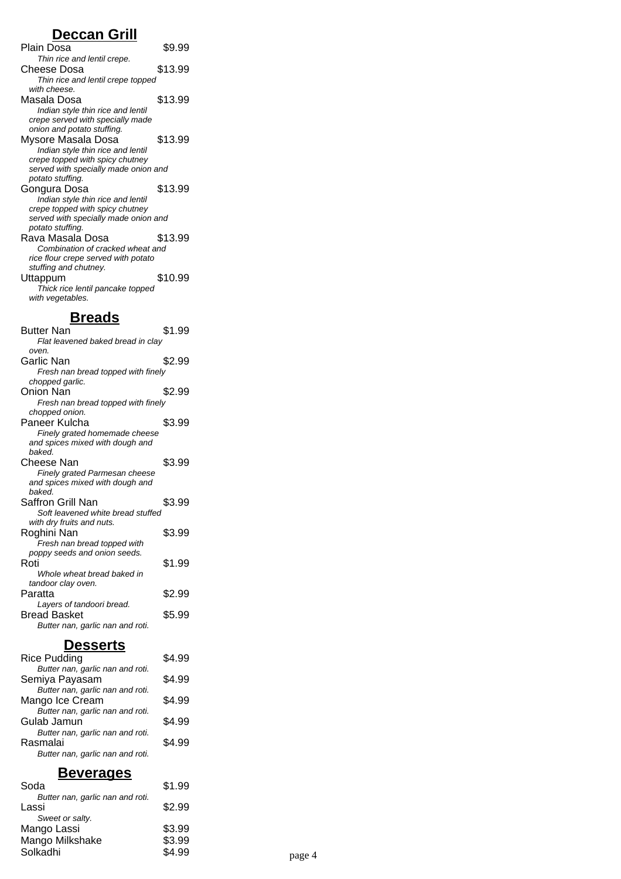## Deccan Grill

**Plain Dosa** $9.99
*Thin rice and lentil crepe.*

**Cheese Dosa** $13.99
*Thin rice and lentil crepe topped with cheese.*

**Masala Dosa** $13.99
*Indian style thin rice and lentil crepe served with specially made onion and potato stuffing.*

**Mysore Masala Dosa** $13.99
*Indian style thin rice and lentil crepe topped with spicy chutney served with specially made onion and potato stuffing.*

**Gongura Dosa** $13.99
*Indian style thin rice and lentil crepe topped with spicy chutney served with specially made onion and potato stuffing.*

**Rava Masala Dosa** $13.99
*Combination of cracked wheat and rice flour crepe served with potato stuffing and chutney.*

**Uttappum** $10.99
*Thick rice lentil pancake topped with vegetables.*

## Breads

**Butter Nan** $1.99
*Flat leavened baked bread in clay oven.*

**Garlic Nan** $2.99
*Fresh nan bread topped with finely chopped garlic.*

**Onion Nan** $2.99
*Fresh nan bread topped with finely chopped onion.*

**Paneer Kulcha** $3.99
*Finely grated homemade cheese and spices mixed with dough and baked.*

**Cheese Nan** $3.99
*Finely grated Parmesan cheese and spices mixed with dough and baked.*

**Saffron Grill Nan** $3.99
*Soft leavened white bread stuffed with dry fruits and nuts.*

**Roghini Nan** $3.99
*Fresh nan bread topped with poppy seeds and onion seeds.*

**Roti** $1.99
*Whole wheat bread baked in tandoor clay oven.*

**Paratta** $2.99
*Layers of tandoori bread.*

**Bread Basket** $5.99
*Butter nan, garlic nan and roti.*

## Desserts

**Rice Pudding** $4.99
*Butter nan, garlic nan and roti.*

**Semiya Payasam** $4.99
*Butter nan, garlic nan and roti.*

**Mango Ice Cream** $4.99
*Butter nan, garlic nan and roti.*

**Gulab Jamun** $4.99
*Butter nan, garlic nan and roti.*

**Rasmalai** $4.99
*Butter nan, garlic nan and roti.*

## Beverages

**Soda** $1.99
*Butter nan, garlic nan and roti.*

**Lassi** $2.99
*Sweet or salty.*

**Mango Lassi** $3.99

**Mango Milkshake** $3.99

**Solkadhi** $4.99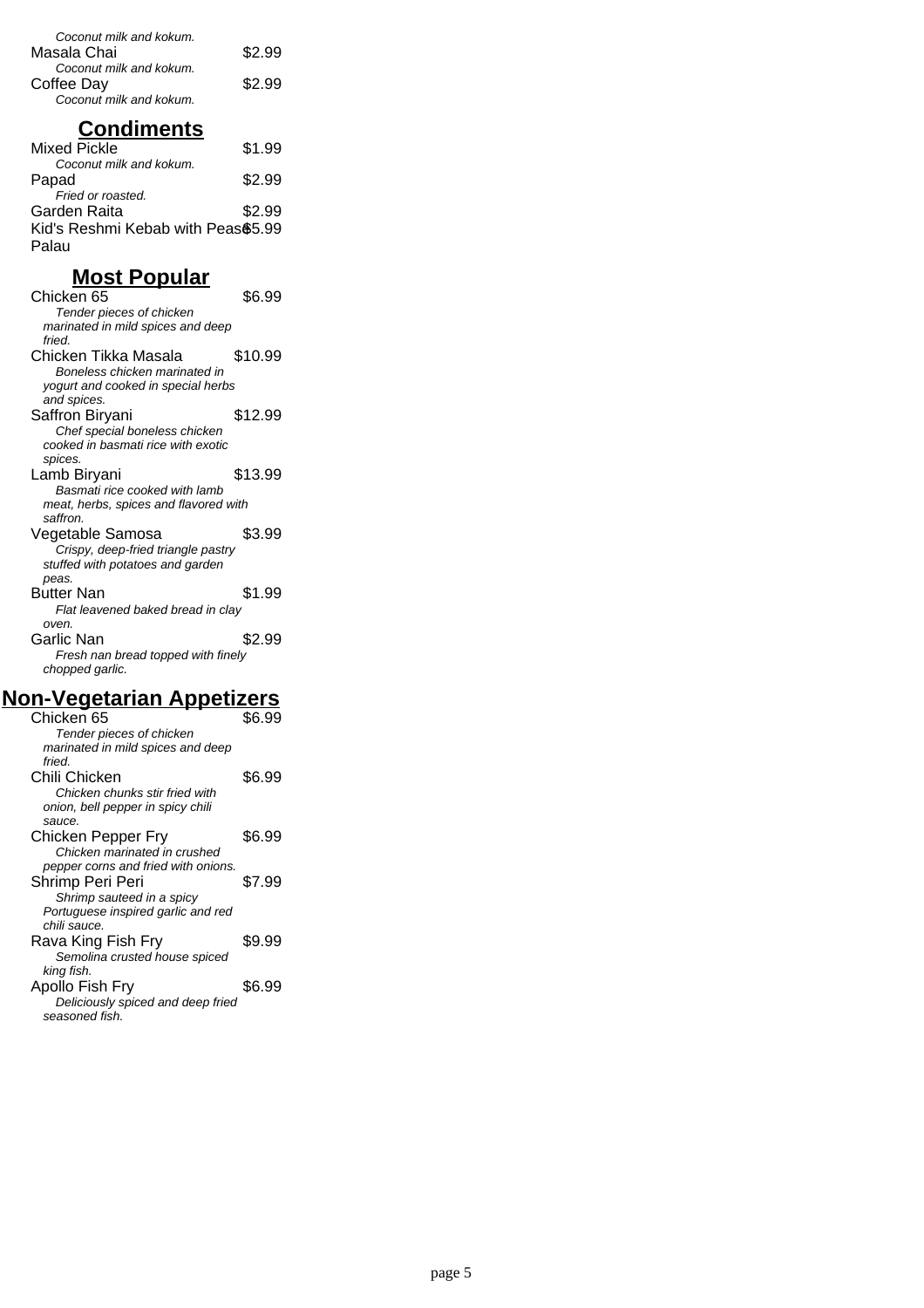*Coconut milk and kokum.*

Masala Chai $2.99

*Coconut milk and kokum.*

Coffee Day $2.99

*Coconut milk and kokum.*

## Condiments

Mixed Pickle $1.99

*Coconut milk and kokum.*

Papad $2.99

*Fried or roasted.*

Garden Raita $2.99

Kid's Reshmi Kebab with Peas Palau $5.99

## Most Popular

Chicken 65 $6.99

*Tender pieces of chicken marinated in mild spices and deep fried.*

Chicken Tikka Masala $10.99

*Boneless chicken marinated in yogurt and cooked in special herbs and spices.*

Saffron Biryani $12.99

*Chef special boneless chicken cooked in basmati rice with exotic spices.*

Lamb Biryani $13.99

*Basmati rice cooked with lamb meat, herbs, spices and flavored with saffron.*

Vegetable Samosa $3.99

*Crispy, deep-fried triangle pastry stuffed with potatoes and garden peas.*

Butter Nan $1.99

*Flat leavened baked bread in clay oven.*

Garlic Nan $2.99

*Fresh nan bread topped with finely chopped garlic.*

## Non-Vegetarian Appetizers

Chicken 65 $6.99

*Tender pieces of chicken marinated in mild spices and deep fried.*

Chili Chicken $6.99

*Chicken chunks stir fried with onion, bell pepper in spicy chili sauce.*

Chicken Pepper Fry $6.99

*Chicken marinated in crushed pepper corns and fried with onions.*

Shrimp Peri Peri $7.99

*Shrimp sauteed in a spicy Portuguese inspired garlic and red chili sauce.*

Rava King Fish Fry $9.99

*Semolina crusted house spiced king fish.*

Apollo Fish Fry $6.99

*Deliciously spiced and deep fried seasoned fish.*